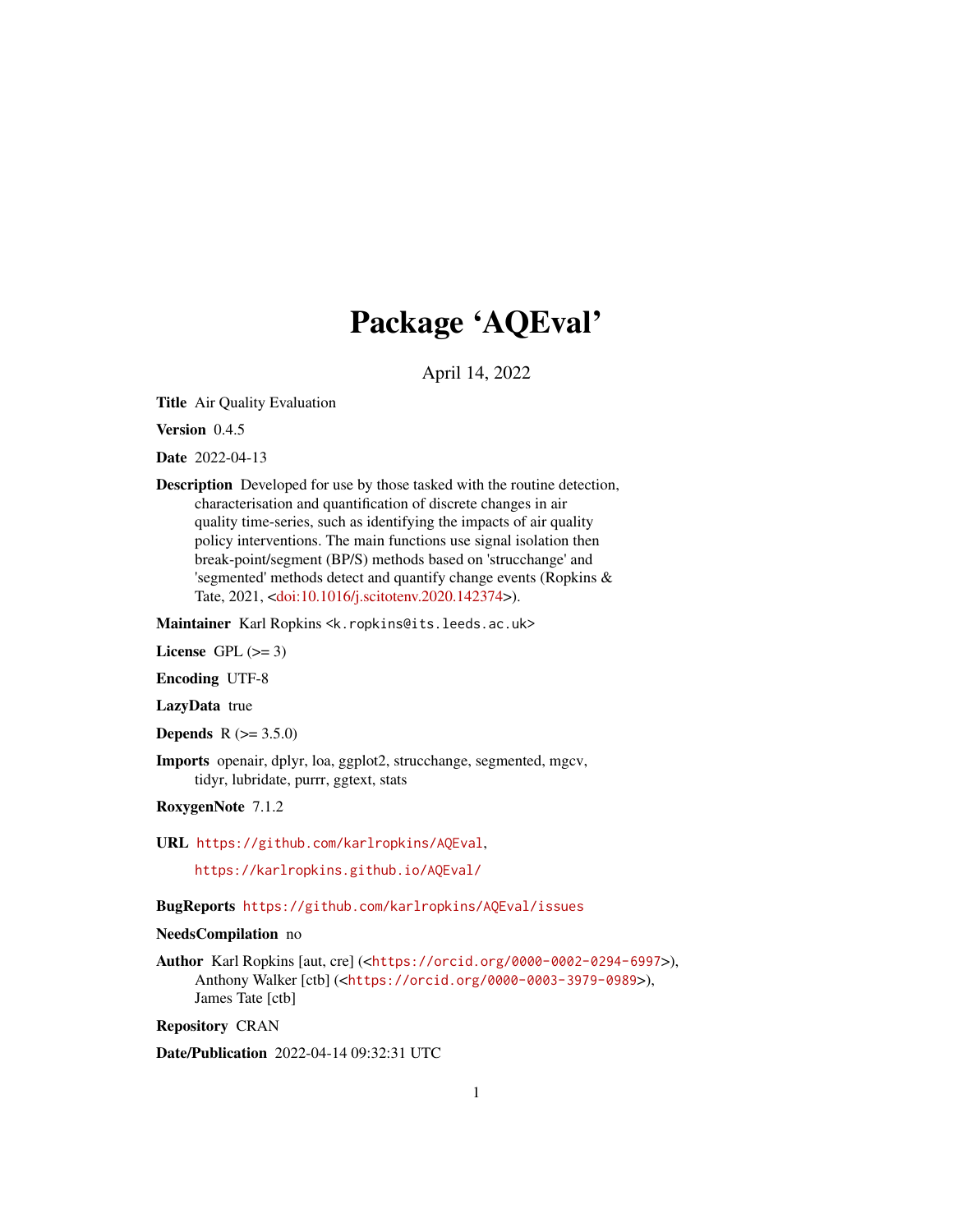# Package 'AQEval'

April 14, 2022

**Title** Air Quality Evaluation

**Version** 0.4.5

**Date** 2022-04-13

**Description** Developed for use by those tasked with the routine detection, characterisation and quantification of discrete changes in air quality time-series, such as identifying the impacts of air quality policy interventions. The main functions use signal isolation then break-point/segment (BP/S) methods based on 'strucchange' and 'segmented' methods detect and quantify change events (Ropkins & Tate, 2021, <doi:10.1016/j.scitotenv.2020.142374>).

**Maintainer** Karl Ropkins <k.ropkins@its.leeds.ac.uk>

**License** GPL (>= 3)

**Encoding** UTF-8

**LazyData** true

**Depends** R (>= 3.5.0)

**Imports** openair, dplyr, loa, ggplot2, strucchange, segmented, mgcv, tidyr, lubridate, purrr, ggtext, stats

**RoxygenNote** 7.1.2

**URL** https://github.com/karlropkins/AQEval,

https://karlropkins.github.io/AQEval/

**BugReports** https://github.com/karlropkins/AQEval/issues

**NeedsCompilation** no

**Author** Karl Ropkins [aut, cre] (<https://orcid.org/0000-0002-0294-6997>), Anthony Walker [ctb] (<https://orcid.org/0000-0003-3979-0989>), James Tate [ctb]

**Repository** CRAN

**Date/Publication** 2022-04-14 09:32:31 UTC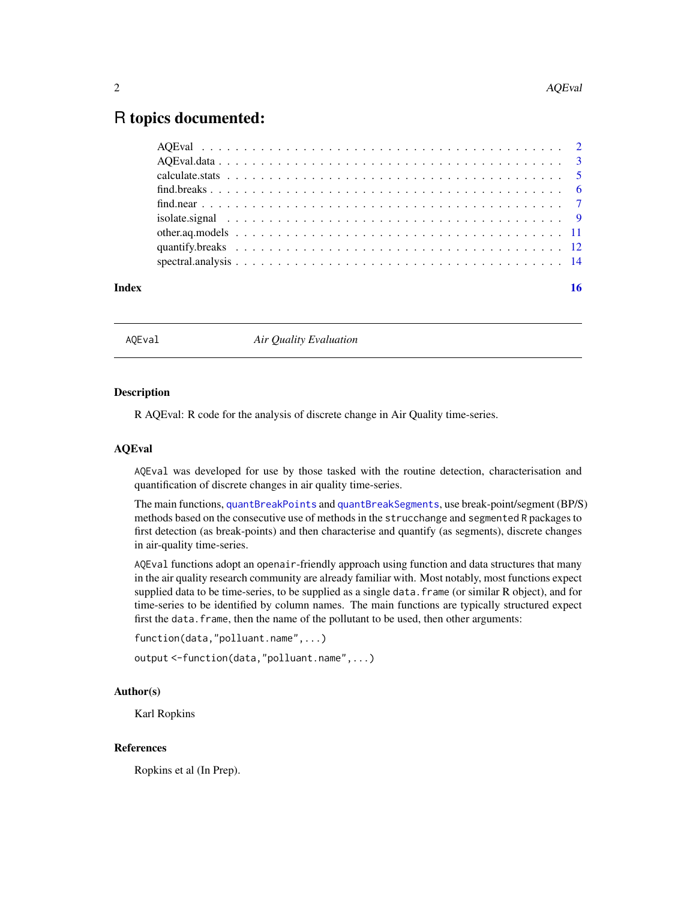# R topics documented:

| | |
|---|---|
| AQEval | 2 |
| AQEval.data | 3 |
| calculate.stats | 5 |
| find.breaks | 6 |
| find.near | 7 |
| isolate.signal | 9 |
| other.aq.models | 11 |
| quantify.breaks | 12 |
| spectral.analysis | 14 |

**Index** 16

---

AQEval *Air Quality Evaluation*

---

### Description

R AQEval: R code for the analysis of discrete change in Air Quality time-series.

### AQEval

`AQEval` was developed for use by those tasked with the routine detection, characterisation and quantification of discrete changes in air quality time-series.

The main functions, `quantBreakPoints` and `quantBreakSegments`, use break-point/segment (BP/S) methods based on the consecutive use of methods in the `strucchange` and `segmented` R packages to first detection (as break-points) and then characterise and quantify (as segments), discrete changes in air-quality time-series.

`AQEval` functions adopt an `openair`-friendly approach using function and data structures that many in the air quality research community are already familiar with. Most notably, most functions expect supplied data to be time-series, to be supplied as a single `data.frame` (or similar R object), and for time-series to be identified by column names. The main functions are typically structured expect first the `data.frame`, then the name of the pollutant to be used, then other arguments:

```
function(data,"polluant.name",...)
```

```
output <-function(data,"polluant.name",...)
```

### Author(s)

Karl Ropkins

### References

Ropkins et al (In Prep).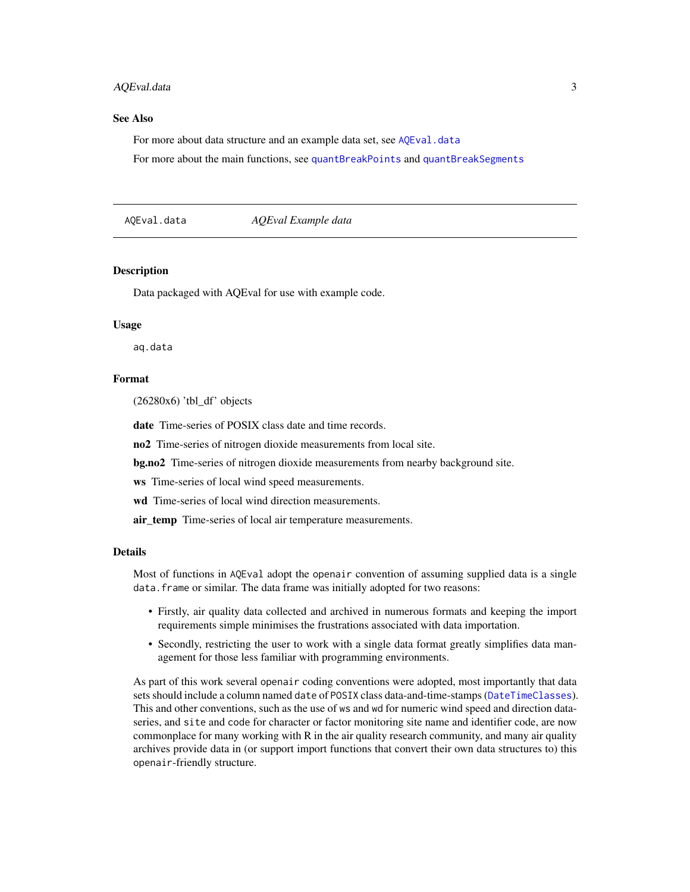## See Also

For more about data structure and an example data set, see `AQEval.data`

For more about the main functions, see `quantBreakPoints` and `quantBreakSegments`

---

`AQEval.data` *AQEval Example data*

---

### Description

Data packaged with AQEval for use with example code.

### Usage

```
aq.data
```

### Format

(26280x6) 'tbl_df' objects

**date** Time-series of POSIX class date and time records.

**no2** Time-series of nitrogen dioxide measurements from local site.

**bg.no2** Time-series of nitrogen dioxide measurements from nearby background site.

**ws** Time-series of local wind speed measurements.

**wd** Time-series of local wind direction measurements.

**air_temp** Time-series of local air temperature measurements.

### Details

Most of functions in `AQEval` adopt the `openair` convention of assuming supplied data is a single `data.frame` or similar. The data frame was initially adopted for two reasons:

- Firstly, air quality data collected and archived in numerous formats and keeping the import requirements simple minimises the frustrations associated with data importation.
- Secondly, restricting the user to work with a single data format greatly simplifies data management for those less familiar with programming environments.

As part of this work several `openair` coding conventions were adopted, most importantly that data sets should include a column named `date` of `POSIX` class data-and-time-stamps (`DateTimeClasses`). This and other conventions, such as the use of `ws` and `wd` for numeric wind speed and direction data-series, and `site` and `code` for character or factor monitoring site name and identifier code, are now commonplace for many working with R in the air quality research community, and many air quality archives provide data in (or support import functions that convert their own data structures to) this `openair`-friendly structure.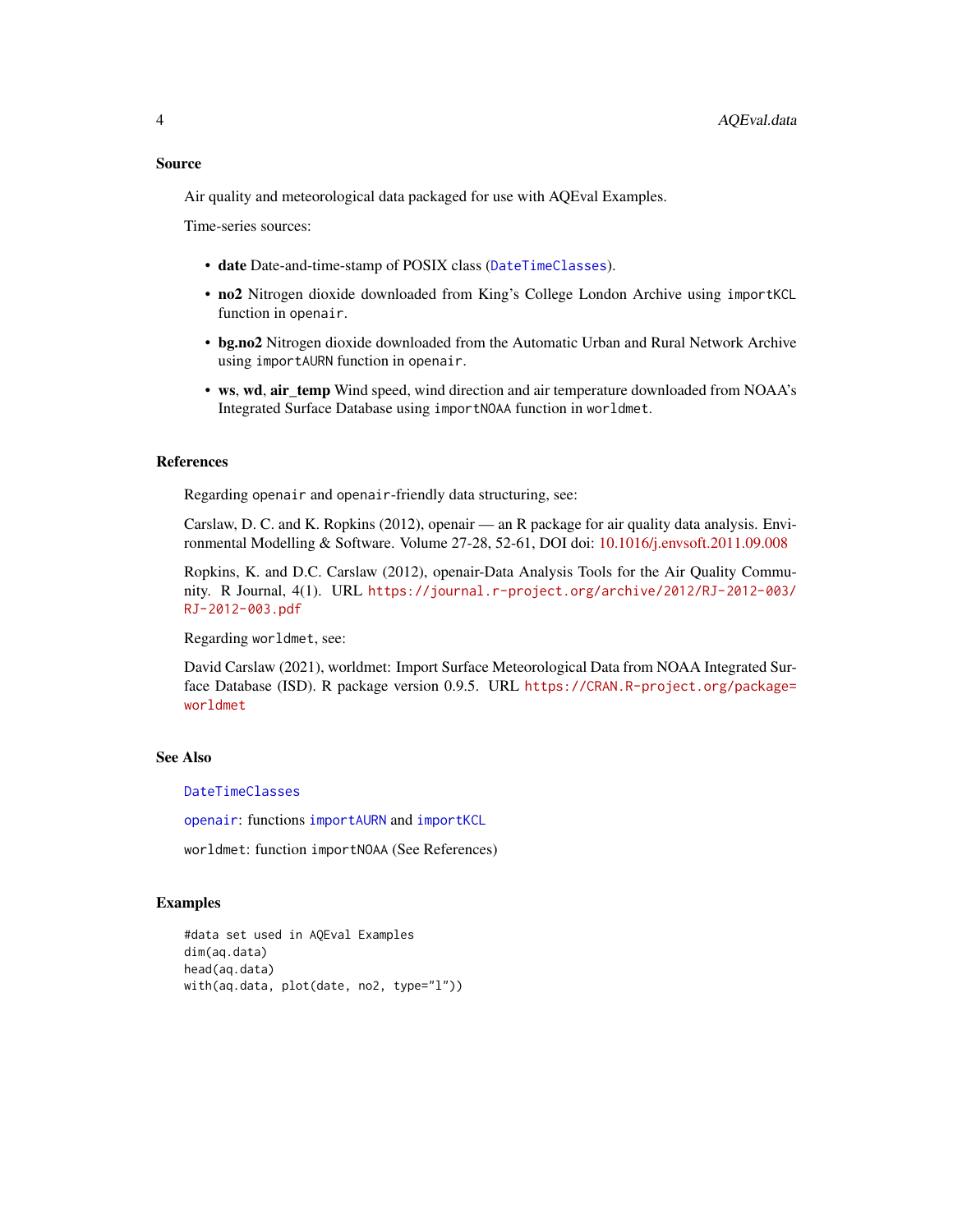## Source

Air quality and meteorological data packaged for use with AQEval Examples.

Time-series sources:

- **date** Date-and-time-stamp of POSIX class (`DateTimeClasses`).
- **no2** Nitrogen dioxide downloaded from King's College London Archive using `importKCL` function in `openair`.
- **bg.no2** Nitrogen dioxide downloaded from the Automatic Urban and Rural Network Archive using `importAURN` function in `openair`.
- **ws**, **wd**, **air_temp** Wind speed, wind direction and air temperature downloaded from NOAA's Integrated Surface Database using `importNOAA` function in `worldmet`.

## References

Regarding `openair` and `openair`-friendly data structuring, see:

Carslaw, D. C. and K. Ropkins (2012), openair — an R package for air quality data analysis. Environmental Modelling & Software. Volume 27-28, 52-61, DOI doi: 10.1016/j.envsoft.2011.09.008

Ropkins, K. and D.C. Carslaw (2012), openair-Data Analysis Tools for the Air Quality Community. R Journal, 4(1). URL https://journal.r-project.org/archive/2012/RJ-2012-003/RJ-2012-003.pdf

Regarding `worldmet`, see:

David Carslaw (2021), worldmet: Import Surface Meteorological Data from NOAA Integrated Surface Database (ISD). R package version 0.9.5. URL https://CRAN.R-project.org/package=worldmet

## See Also

`DateTimeClasses`

`openair`: functions `importAURN` and `importKCL`

`worldmet`: function `importNOAA` (See References)

## Examples

```
#data set used in AQEval Examples
dim(aq.data)
head(aq.data)
with(aq.data, plot(date, no2, type="l"))
```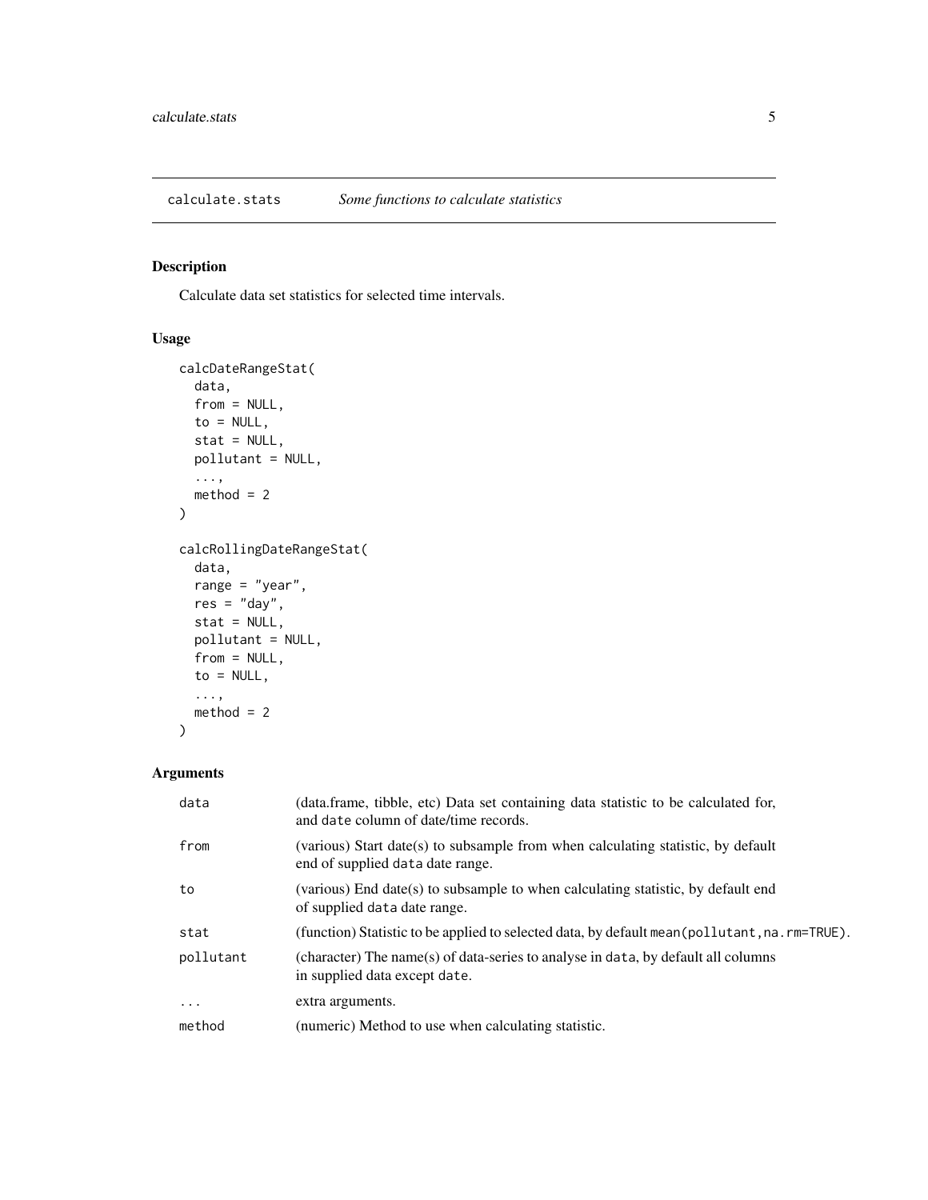calculate.stats *Some functions to calculate statistics*

## Description

Calculate data set statistics for selected time intervals.

## Usage

```
calcDateRangeStat(
  data,
  from = NULL,
  to = NULL,
  stat = NULL,
  pollutant = NULL,
  ...,
  method = 2
)

calcRollingDateRangeStat(
  data,
  range = "year",
  res = "day",
  stat = NULL,
  pollutant = NULL,
  from = NULL,
  to = NULL,
  ...,
  method = 2
)
```

## Arguments

| | |
|---|---|
| data | (data.frame, tibble, etc) Data set containing data statistic to be calculated for, and date column of date/time records. |
| from | (various) Start date(s) to subsample from when calculating statistic, by default end of supplied data date range. |
| to | (various) End date(s) to subsample to when calculating statistic, by default end of supplied data date range. |
| stat | (function) Statistic to be applied to selected data, by default mean(pollutant,na.rm=TRUE). |
| pollutant | (character) The name(s) of data-series to analyse in data, by default all columns in supplied data except date. |
| ... | extra arguments. |
| method | (numeric) Method to use when calculating statistic. |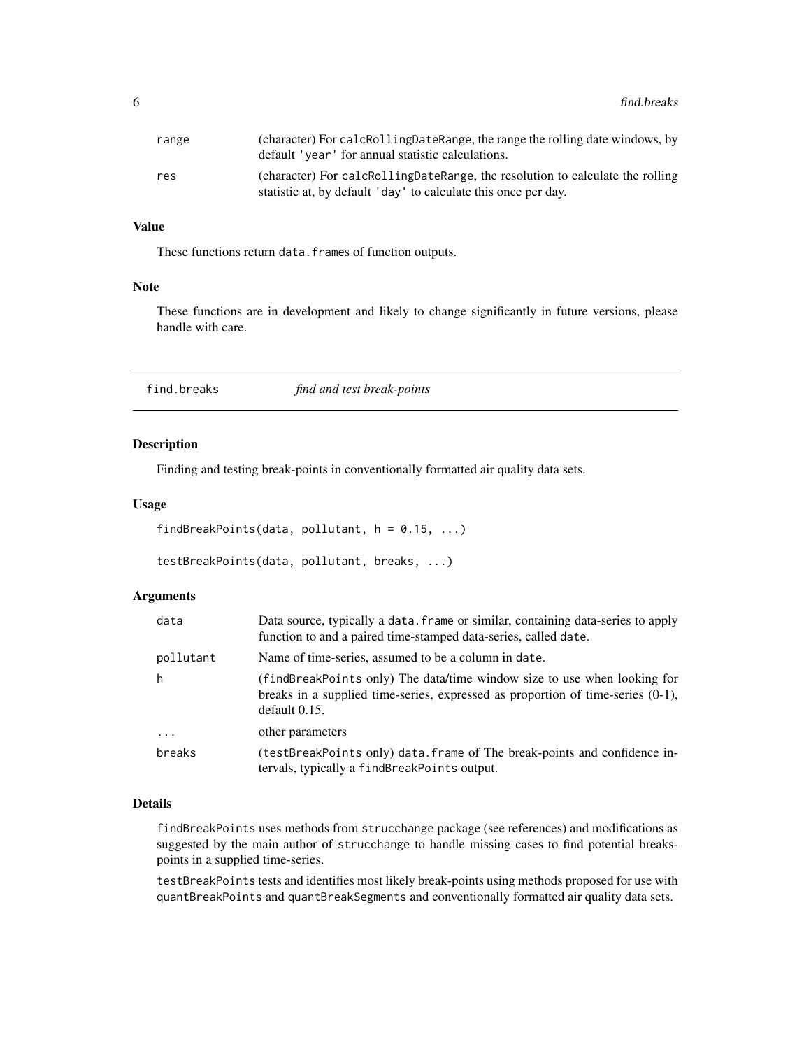| | |
|---|---|
| range | (character) For calcRollingDateRange, the range the rolling date windows, by default 'year' for annual statistic calculations. |
| res | (character) For calcRollingDateRange, the resolution to calculate the rolling statistic at, by default 'day' to calculate this once per day. |

### Value

These functions return data.frames of function outputs.

### Note

These functions are in development and likely to change significantly in future versions, please handle with care.

## find.breaks    *find and test break-points*

### Description

Finding and testing break-points in conventionally formatted air quality data sets.

### Usage

```
findBreakPoints(data, pollutant, h = 0.15, ...)

testBreakPoints(data, pollutant, breaks, ...)
```

### Arguments

| | |
|---|---|
| data | Data source, typically a data.frame or similar, containing data-series to apply function to and a paired time-stamped data-series, called date. |
| pollutant | Name of time-series, assumed to be a column in date. |
| h | (findBreakPoints only) The data/time window size to use when looking for breaks in a supplied time-series, expressed as proportion of time-series (0-1), default 0.15. |
| ... | other parameters |
| breaks | (testBreakPoints only) data.frame of The break-points and confidence intervals, typically a findBreakPoints output. |

### Details

findBreakPoints uses methods from strucchange package (see references) and modifications as suggested by the main author of strucchange to handle missing cases to find potential breakspoints in a supplied time-series.

testBreakPoints tests and identifies most likely break-points using methods proposed for use with quantBreakPoints and quantBreakSegments and conventionally formatted air quality data sets.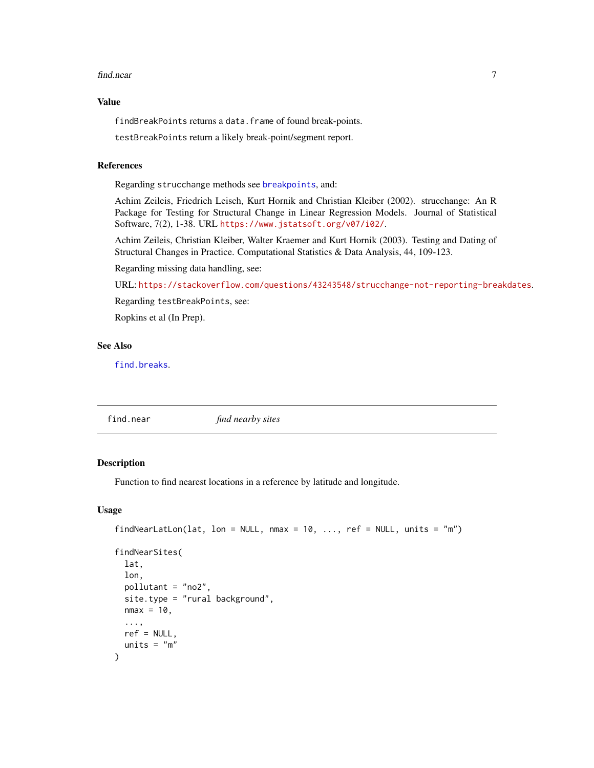## Value

`findBreakPoints` returns a `data.frame` of found break-points.

`testBreakPoints` return a likely break-point/segment report.

## References

Regarding `strucchange` methods see `breakpoints`, and:

Achim Zeileis, Friedrich Leisch, Kurt Hornik and Christian Kleiber (2002). strucchange: An R Package for Testing for Structural Change in Linear Regression Models. Journal of Statistical Software, 7(2), 1-38. URL https://www.jstatsoft.org/v07/i02/.

Achim Zeileis, Christian Kleiber, Walter Kraemer and Kurt Hornik (2003). Testing and Dating of Structural Changes in Practice. Computational Statistics & Data Analysis, 44, 109-123.

Regarding missing data handling, see:

URL: https://stackoverflow.com/questions/43243548/strucchange-not-reporting-breakdates.

Regarding `testBreakPoints`, see:

Ropkins et al (In Prep).

## See Also

`find.breaks`.

---

# find.near — *find nearby sites*

## Description

Function to find nearest locations in a reference by latitude and longitude.

## Usage

```
findNearLatLon(lat, lon = NULL, nmax = 10, ..., ref = NULL, units = "m")

findNearSites(
  lat,
  lon,
  pollutant = "no2",
  site.type = "rural background",
  nmax = 10,
  ...,
  ref = NULL,
  units = "m"
)
```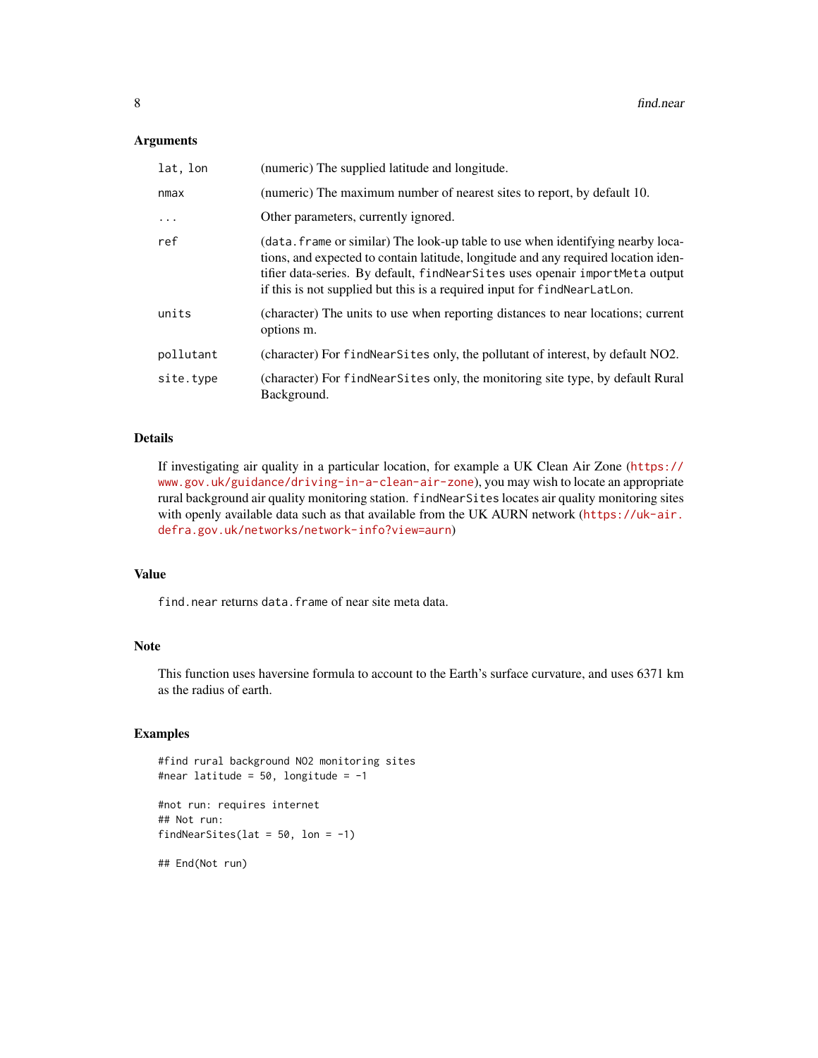### Arguments

| | |
|---|---|
| `lat, lon` | (numeric) The supplied latitude and longitude. |
| `nmax` | (numeric) The maximum number of nearest sites to report, by default 10. |
| `...` | Other parameters, currently ignored. |
| `ref` | (`data.frame` or similar) The look-up table to use when identifying nearby locations, and expected to contain latitude, longitude and any required location identifier data-series. By default, `findNearSites` uses openair `importMeta` output if this is not supplied but this is a required input for `findNearLatLon`. |
| `units` | (character) The units to use when reporting distances to near locations; current options m. |
| `pollutant` | (character) For `findNearSites` only, the pollutant of interest, by default NO2. |
| `site.type` | (character) For `findNearSites` only, the monitoring site type, by default Rural Background. |

### Details

If investigating air quality in a particular location, for example a UK Clean Air Zone (https://www.gov.uk/guidance/driving-in-a-clean-air-zone), you may wish to locate an appropriate rural background air quality monitoring station. `findNearSites` locates air quality monitoring sites with openly available data such as that available from the UK AURN network (https://uk-air.defra.gov.uk/networks/network-info?view=aurn)

### Value

`find.near` returns `data.frame` of near site meta data.

### Note

This function uses haversine formula to account to the Earth's surface curvature, and uses 6371 km as the radius of earth.

### Examples

```
#find rural background NO2 monitoring sites
#near latitude = 50, longitude = -1

#not run: requires internet
## Not run:
findNearSites(lat = 50, lon = -1)

## End(Not run)
```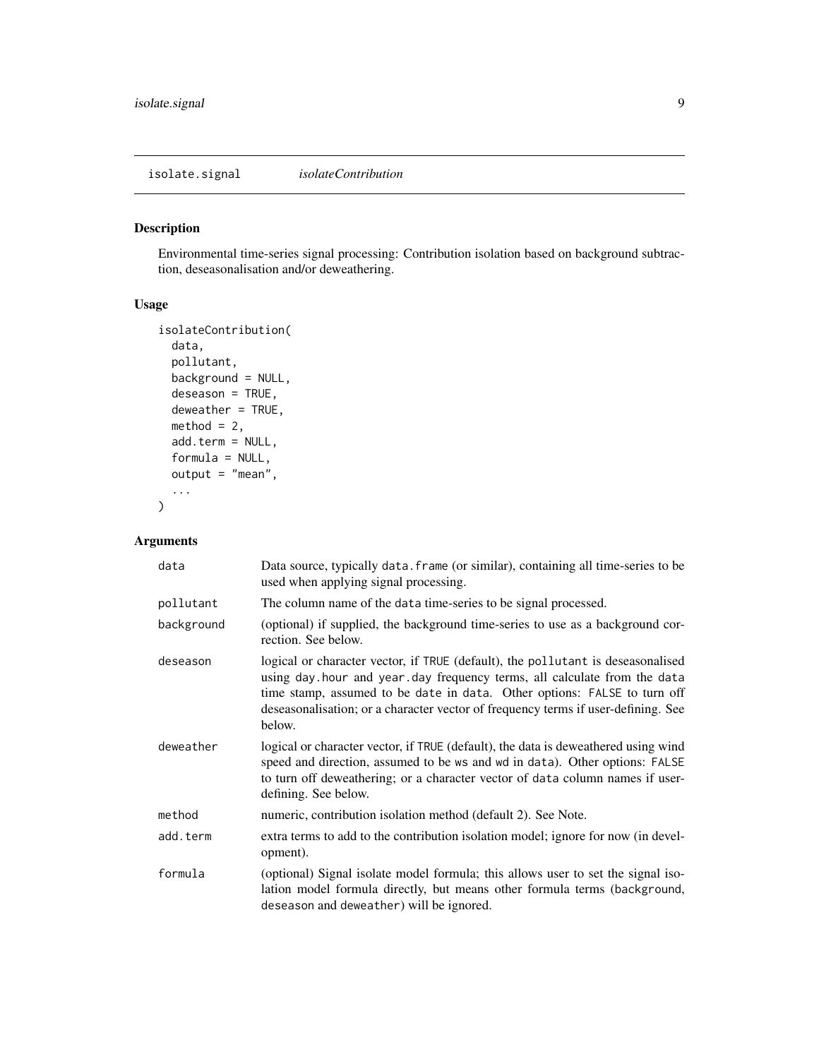isolate.signal *isolateContribution*

## Description

Environmental time-series signal processing: Contribution isolation based on background subtraction, deseasonalisation and/or deweathering.

## Usage

```
isolateContribution(
  data,
  pollutant,
  background = NULL,
  deseason = TRUE,
  deweather = TRUE,
  method = 2,
  add.term = NULL,
  formula = NULL,
  output = "mean",
  ...
)
```

## Arguments

| Argument | Description |
|---|---|
| `data` | Data source, typically `data.frame` (or similar), containing all time-series to be used when applying signal processing. |
| `pollutant` | The column name of the `data` time-series to be signal processed. |
| `background` | (optional) if supplied, the background time-series to use as a background correction. See below. |
| `deseason` | logical or character vector, if `TRUE` (default), the `pollutant` is deseasonalised using `day.hour` and `year.day` frequency terms, all calculate from the `data` time stamp, assumed to be `date` in `data`. Other options: `FALSE` to turn off deseasonalisation; or a character vector of frequency terms if user-defining. See below. |
| `deweather` | logical or character vector, if `TRUE` (default), the data is deweathered using wind speed and direction, assumed to be `ws` and `wd` in `data`). Other options: `FALSE` to turn off deweathering; or a character vector of `data` column names if user-defining. See below. |
| `method` | numeric, contribution isolation method (default 2). See Note. |
| `add.term` | extra terms to add to the contribution isolation model; ignore for now (in development). |
| `formula` | (optional) Signal isolate model formula; this allows user to set the signal isolation model formula directly, but means other formula terms (`background`, `deseason` and `deweather`) will be ignored. |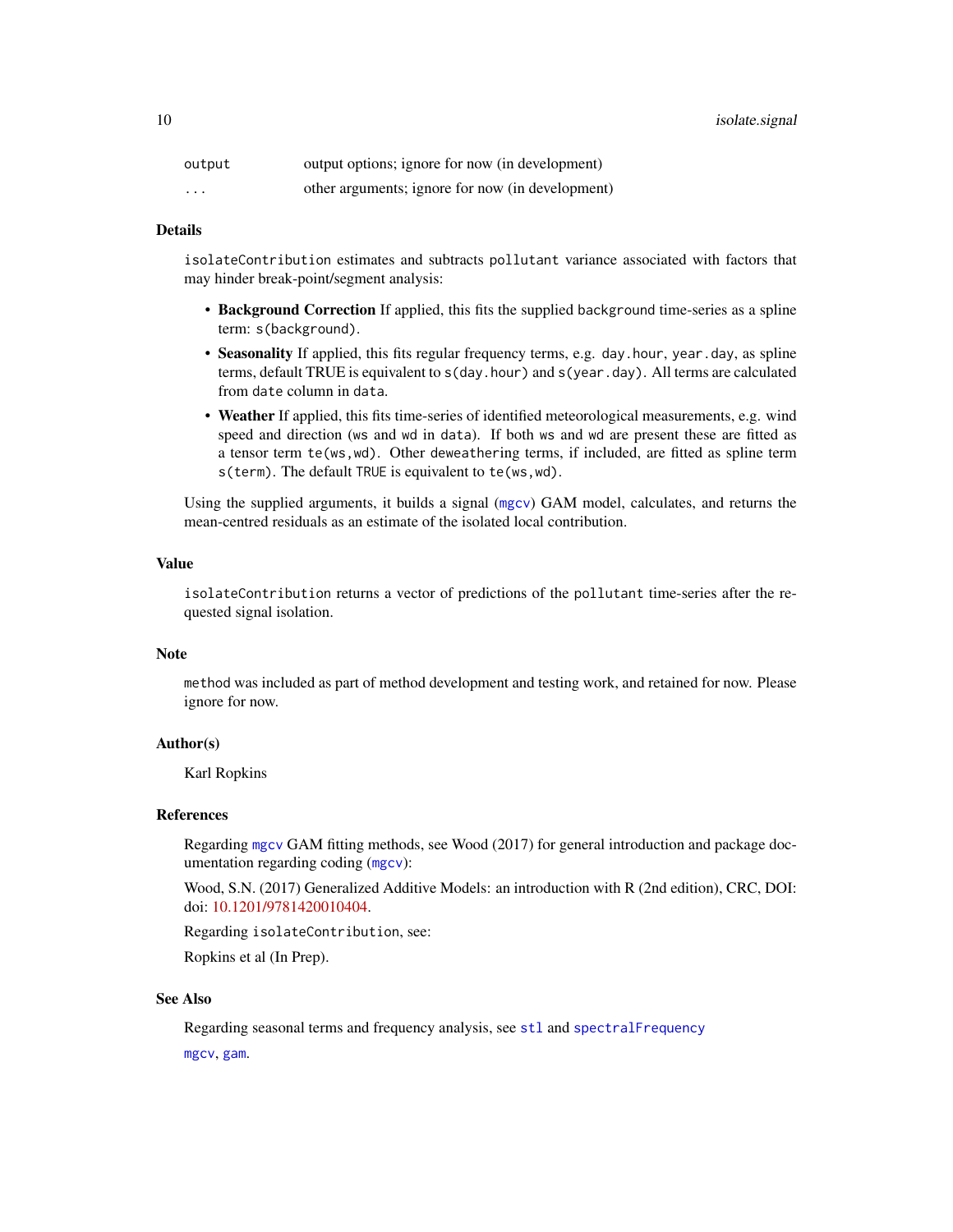| | |
|---|---|
| `output` | output options; ignore for now (in development) |
| `...` | other arguments; ignore for now (in development) |

### Details

`isolateContribution` estimates and subtracts `pollutant` variance associated with factors that may hinder break-point/segment analysis:

- **Background Correction** If applied, this fits the supplied `background` time-series as a spline term: `s(background)`.
- **Seasonality** If applied, this fits regular frequency terms, e.g. `day.hour`, `year.day`, as spline terms, default TRUE is equivalent to `s(day.hour)` and `s(year.day)`. All terms are calculated from `date` column in `data`.
- **Weather** If applied, this fits time-series of identified meteorological measurements, e.g. wind speed and direction (`ws` and `wd` in `data`). If both `ws` and `wd` are present these are fitted as a tensor term `te(ws,wd)`. Other `deweathering` terms, if included, are fitted as spline term `s(term)`. The default TRUE is equivalent to `te(ws,wd)`.

Using the supplied arguments, it builds a signal (`mgcv`) GAM model, calculates, and returns the mean-centred residuals as an estimate of the isolated local contribution.

### Value

`isolateContribution` returns a vector of predictions of the `pollutant` time-series after the requested signal isolation.

### Note

`method` was included as part of method development and testing work, and retained for now. Please ignore for now.

### Author(s)

Karl Ropkins

### References

Regarding `mgcv` GAM fitting methods, see Wood (2017) for general introduction and package documentation regarding coding (`mgcv`):

Wood, S.N. (2017) Generalized Additive Models: an introduction with R (2nd edition), CRC, DOI: doi: 10.1201/9781420010404.

Regarding `isolateContribution`, see:

Ropkins et al (In Prep).

### See Also

Regarding seasonal terms and frequency analysis, see `stl` and `spectralFrequency`

`mgcv`, `gam`.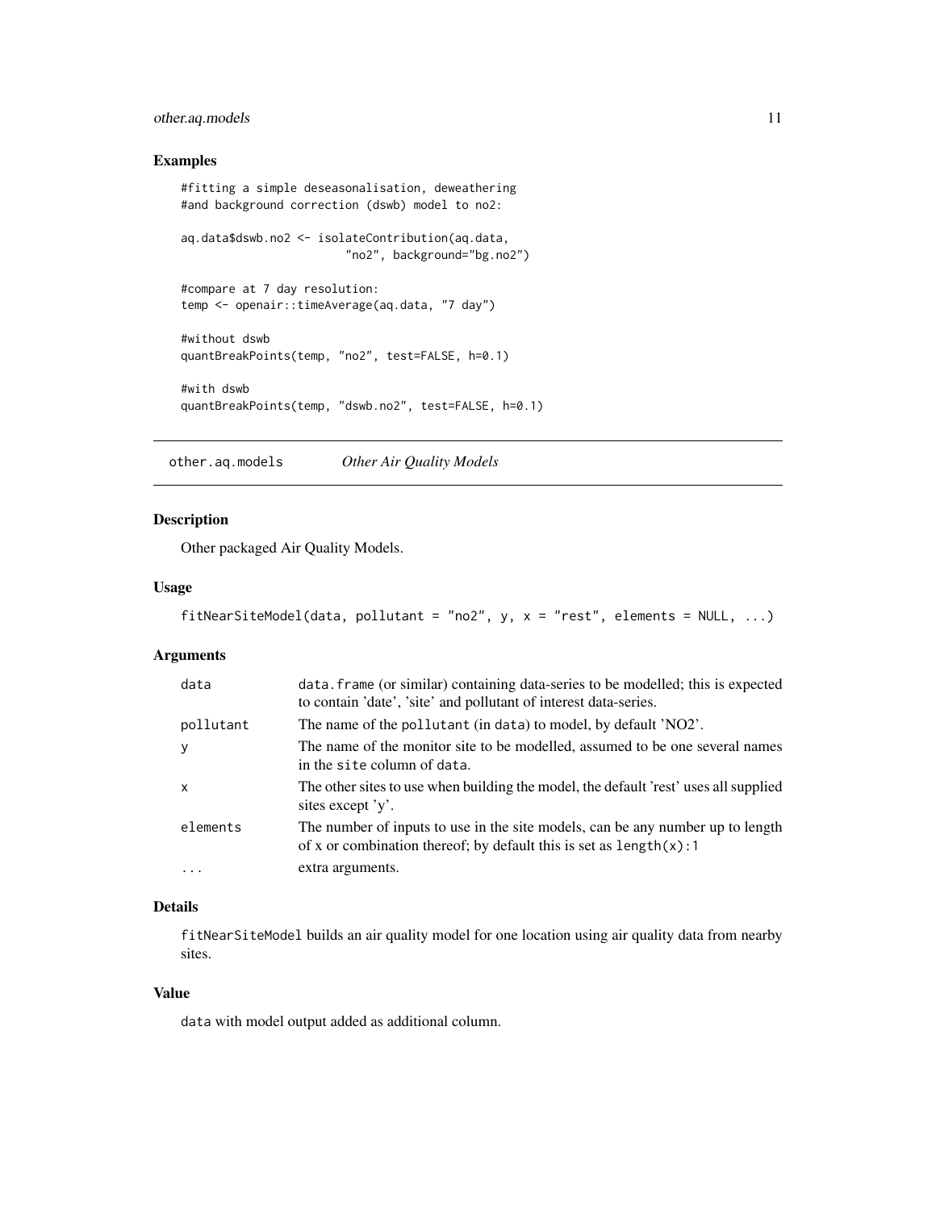## Examples

```
#fitting a simple deseasonalisation, deweathering
#and background correction (dswb) model to no2:

aq.data$dswb.no2 <- isolateContribution(aq.data,
                        "no2", background="bg.no2")

#compare at 7 day resolution:
temp <- openair::timeAverage(aq.data, "7 day")

#without dswb
quantBreakPoints(temp, "no2", test=FALSE, h=0.1)

#with dswb
quantBreakPoints(temp, "dswb.no2", test=FALSE, h=0.1)
```

---

# other.aq.models    *Other Air Quality Models*

---

## Description

Other packaged Air Quality Models.

## Usage

```
fitNearSiteModel(data, pollutant = "no2", y, x = "rest", elements = NULL, ...)
```

## Arguments

| | |
|---|---|
| data | `data.frame` (or similar) containing data-series to be modelled; this is expected to contain 'date', 'site' and pollutant of interest data-series. |
| pollutant | The name of the `pollutant` (in `data`) to model, by default 'NO2'. |
| y | The name of the monitor site to be modelled, assumed to be one several names in the `site` column of `data`. |
| x | The other sites to use when building the model, the default 'rest' uses all supplied sites except 'y'. |
| elements | The number of inputs to use in the site models, can be any number up to length of x or combination thereof; by default this is set as `length(x):1` |
| ... | extra arguments. |

## Details

`fitNearSiteModel` builds an air quality model for one location using air quality data from nearby sites.

## Value

`data` with model output added as additional column.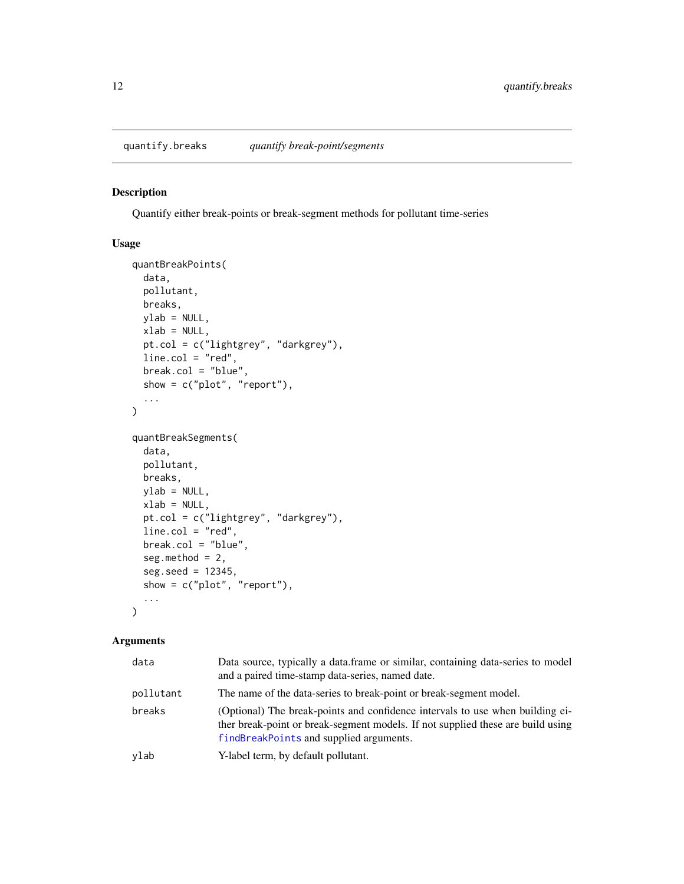# quantify.breaks *quantify break-point/segments*

## Description

Quantify either break-points or break-segment methods for pollutant time-series

## Usage

```
quantBreakPoints(
  data,
  pollutant,
  breaks,
  ylab = NULL,
  xlab = NULL,
  pt.col = c("lightgrey", "darkgrey"),
  line.col = "red",
  break.col = "blue",
  show = c("plot", "report"),
  ...
)

quantBreakSegments(
  data,
  pollutant,
  breaks,
  ylab = NULL,
  xlab = NULL,
  pt.col = c("lightgrey", "darkgrey"),
  line.col = "red",
  break.col = "blue",
  seg.method = 2,
  seg.seed = 12345,
  show = c("plot", "report"),
  ...
)
```

## Arguments

| | |
|---|---|
| `data` | Data source, typically a data.frame or similar, containing data-series to model and a paired time-stamp data-series, named date. |
| `pollutant` | The name of the data-series to break-point or break-segment model. |
| `breaks` | (Optional) The break-points and confidence intervals to use when building either break-point or break-segment models. If not supplied these are build using `findBreakPoints` and supplied arguments. |
| `ylab` | Y-label term, by default pollutant. |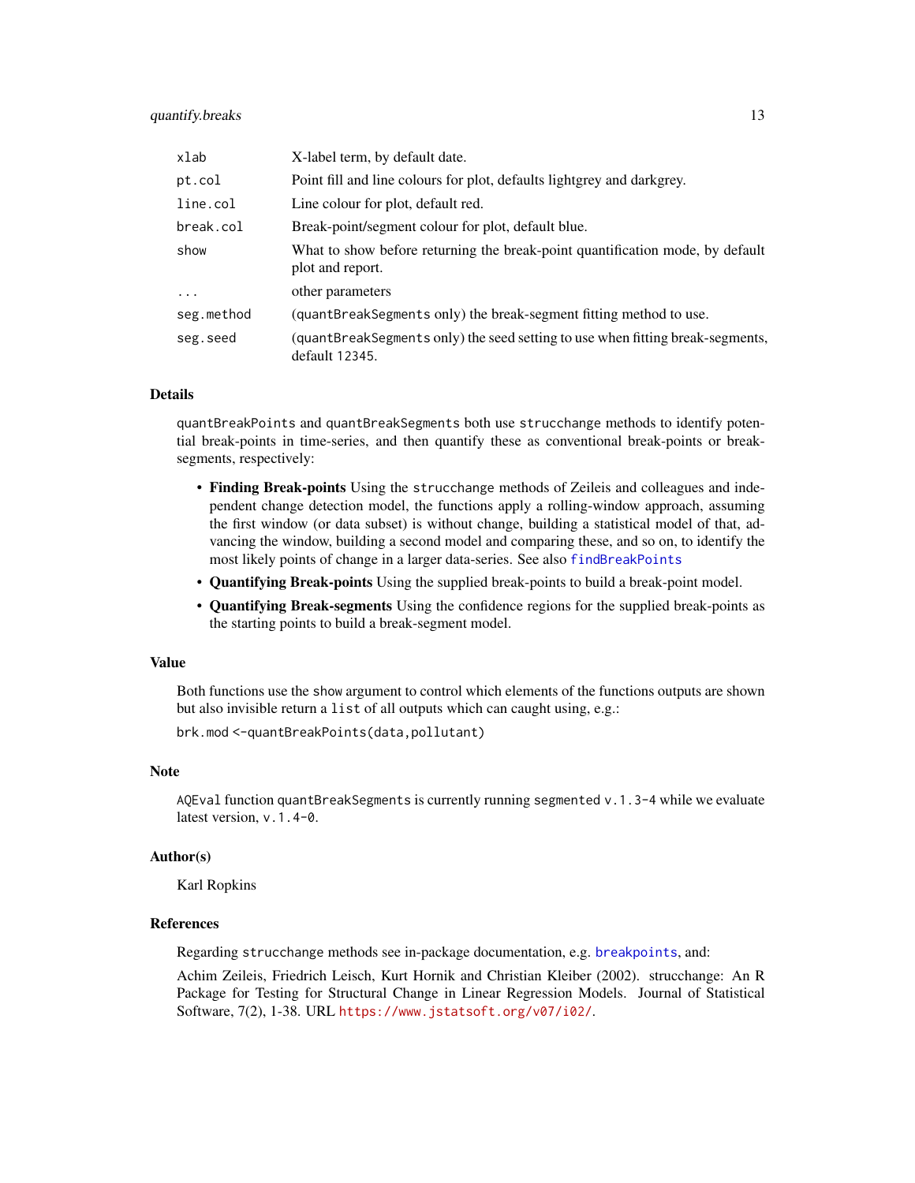| | |
|---|---|
| `xlab` | X-label term, by default date. |
| `pt.col` | Point fill and line colours for plot, defaults lightgrey and darkgrey. |
| `line.col` | Line colour for plot, default red. |
| `break.col` | Break-point/segment colour for plot, default blue. |
| `show` | What to show before returning the break-point quantification mode, by default plot and report. |
| `...` | other parameters |
| `seg.method` | (`quantBreakSegments` only) the break-segment fitting method to use. |
| `seg.seed` | (`quantBreakSegments` only) the seed setting to use when fitting break-segments, default `12345`. |

## Details

`quantBreakPoints` and `quantBreakSegments` both use `strucchange` methods to identify potential break-points in time-series, and then quantify these as conventional break-points or break-segments, respectively:

- **Finding Break-points** Using the `strucchange` methods of Zeileis and colleagues and independent change detection model, the functions apply a rolling-window approach, assuming the first window (or data subset) is without change, building a statistical model of that, advancing the window, building a second model and comparing these, and so on, to identify the most likely points of change in a larger data-series. See also `findBreakPoints`
- **Quantifying Break-points** Using the supplied break-points to build a break-point model.
- **Quantifying Break-segments** Using the confidence regions for the supplied break-points as the starting points to build a break-segment model.

## Value

Both functions use the `show` argument to control which elements of the functions outputs are shown but also invisible return a `list` of all outputs which can caught using, e.g.:

```
brk.mod <-quantBreakPoints(data,pollutant)
```

## Note

`AQEval` function `quantBreakSegments` is currently running `segmented` `v.1.3-4` while we evaluate latest version, `v.1.4-0`.

## Author(s)

Karl Ropkins

## References

Regarding `strucchange` methods see in-package documentation, e.g. `breakpoints`, and:

Achim Zeileis, Friedrich Leisch, Kurt Hornik and Christian Kleiber (2002). strucchange: An R Package for Testing for Structural Change in Linear Regression Models. Journal of Statistical Software, 7(2), 1-38. URL https://www.jstatsoft.org/v07/i02/.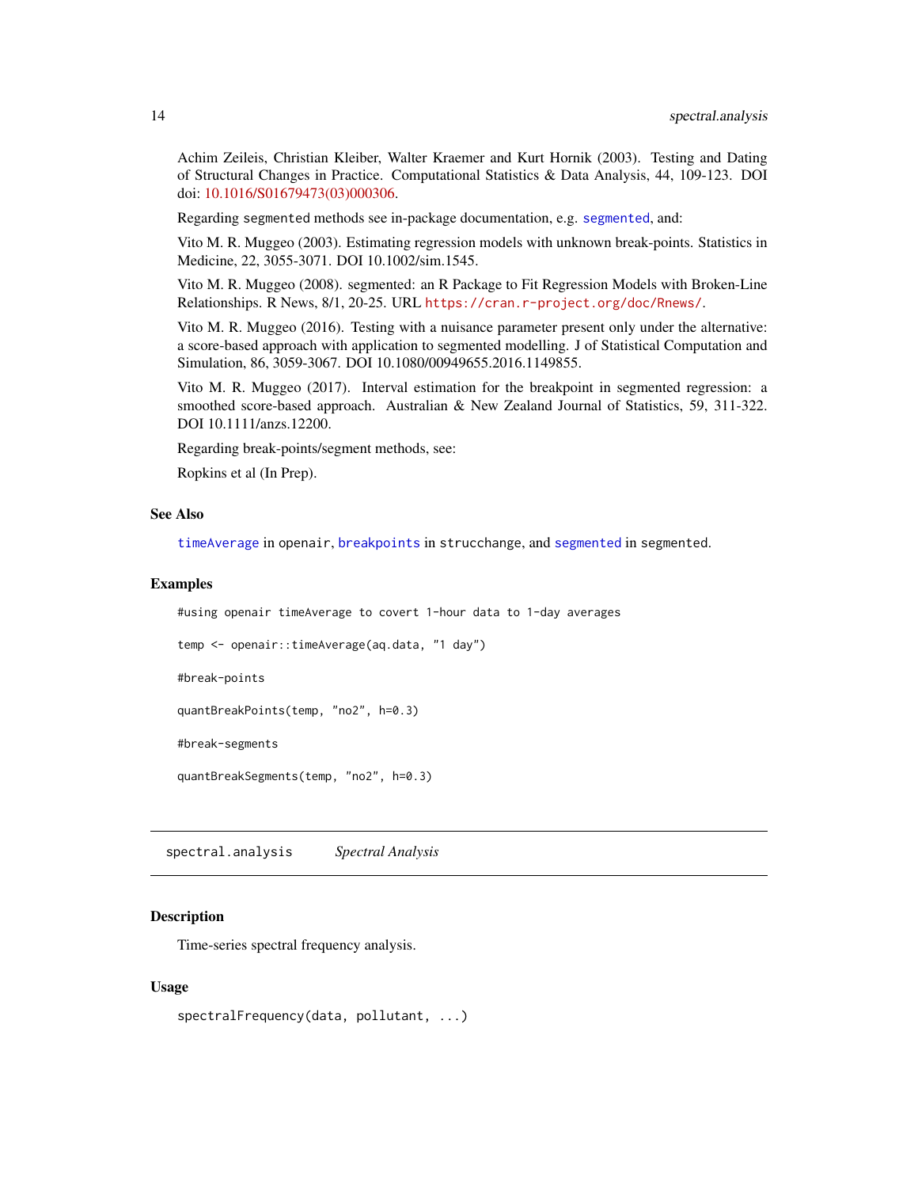Achim Zeileis, Christian Kleiber, Walter Kraemer and Kurt Hornik (2003). Testing and Dating of Structural Changes in Practice. Computational Statistics & Data Analysis, 44, 109-123. DOI doi: 10.1016/S01679473(03)000306.

Regarding segmented methods see in-package documentation, e.g. `segmented`, and:

Vito M. R. Muggeo (2003). Estimating regression models with unknown break-points. Statistics in Medicine, 22, 3055-3071. DOI 10.1002/sim.1545.

Vito M. R. Muggeo (2008). segmented: an R Package to Fit Regression Models with Broken-Line Relationships. R News, 8/1, 20-25. URL `https://cran.r-project.org/doc/Rnews/`.

Vito M. R. Muggeo (2016). Testing with a nuisance parameter present only under the alternative: a score-based approach with application to segmented modelling. J of Statistical Computation and Simulation, 86, 3059-3067. DOI 10.1080/00949655.2016.1149855.

Vito M. R. Muggeo (2017). Interval estimation for the breakpoint in segmented regression: a smoothed score-based approach. Australian & New Zealand Journal of Statistics, 59, 311-322. DOI 10.1111/anzs.12200.

Regarding break-points/segment methods, see:

Ropkins et al (In Prep).

### See Also

`timeAverage` in `openair`, `breakpoints` in `strucchange`, and `segmented` in `segmented`.

### Examples

```
#using openair timeAverage to covert 1-hour data to 1-day averages

temp <- openair::timeAverage(aq.data, "1 day")

#break-points

quantBreakPoints(temp, "no2", h=0.3)

#break-segments

quantBreakSegments(temp, "no2", h=0.3)
```

---

## spectral.analysis *Spectral Analysis*

### Description

Time-series spectral frequency analysis.

### Usage

```
spectralFrequency(data, pollutant, ...)
```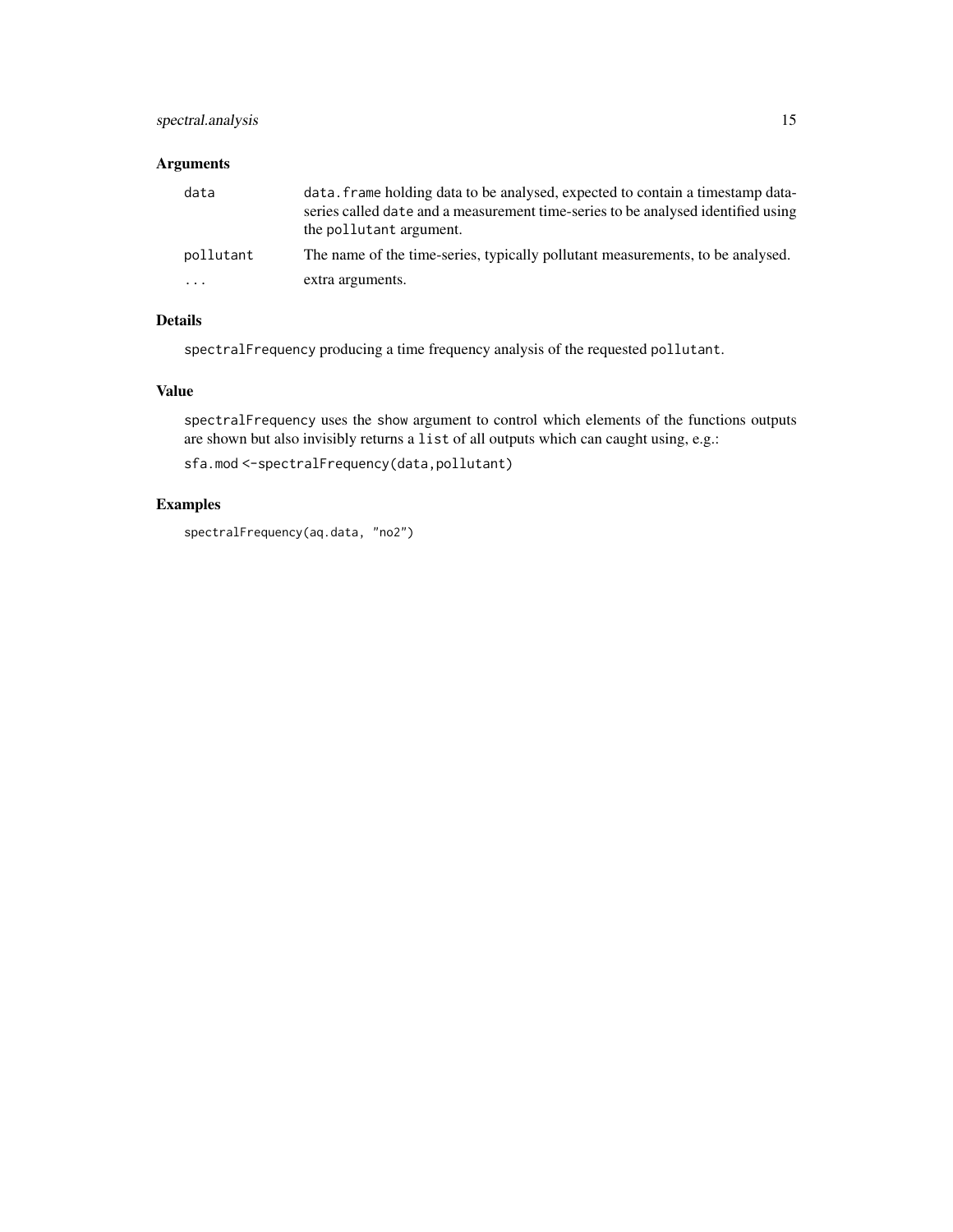### Arguments

| | |
|---|---|
| `data` | `data.frame` holding data to be analysed, expected to contain a timestamp data-series called `date` and a measurement time-series to be analysed identified using the `pollutant` argument. |
| `pollutant` | The name of the time-series, typically pollutant measurements, to be analysed. |
| `...` | extra arguments. |

### Details

`spectralFrequency` producing a time frequency analysis of the requested `pollutant`.

### Value

`spectralFrequency` uses the `show` argument to control which elements of the functions outputs are shown but also invisibly returns a `list` of all outputs which can caught using, e.g.:

`sfa.mod <-spectralFrequency(data,pollutant)`

### Examples

```
spectralFrequency(aq.data, "no2")
```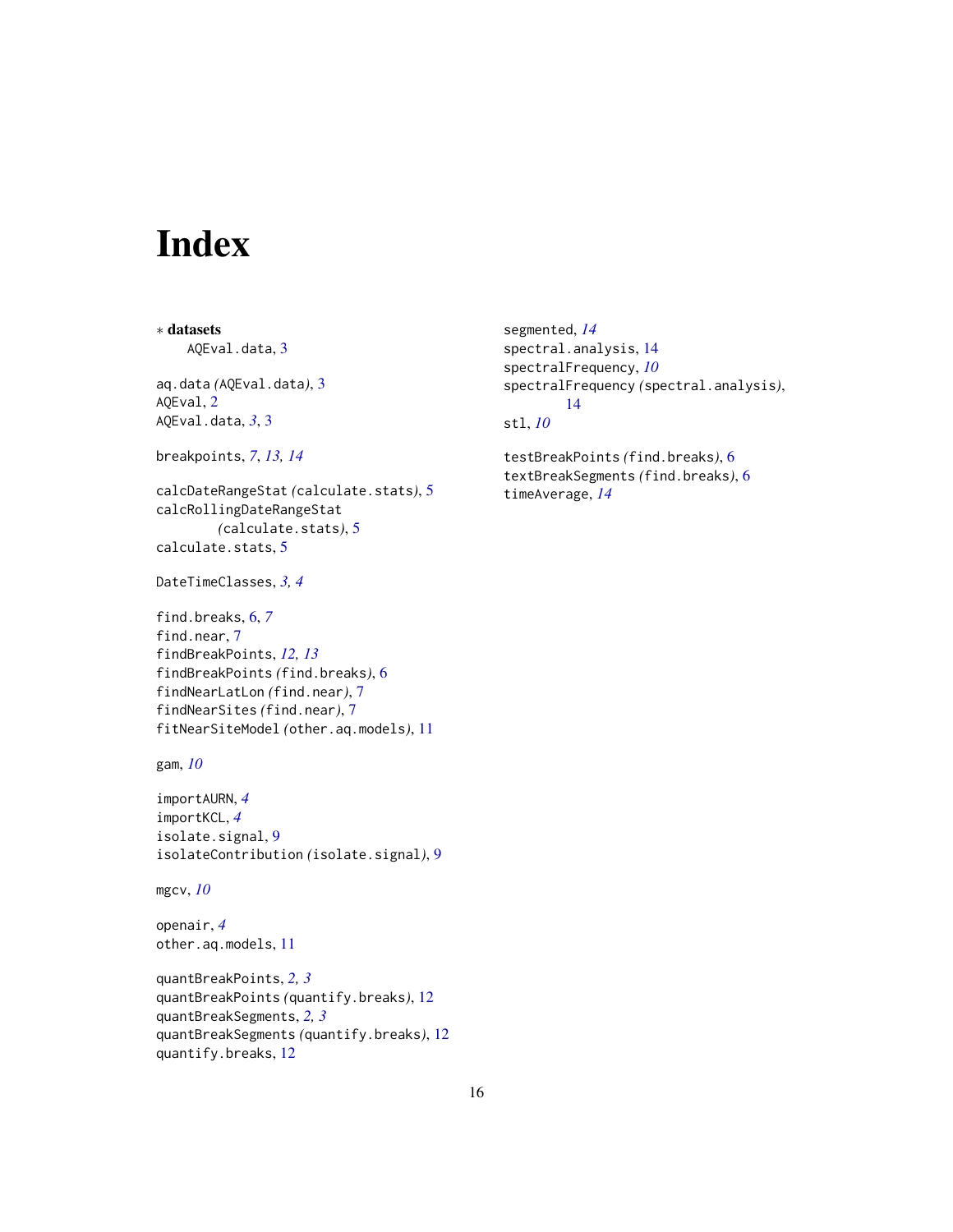# Index

∗ **datasets**
  AQEval.data, 3

aq.data *(AQEval.data)*, 3
AQEval, 2
AQEval.data, *3*, 3

breakpoints, *7*, *13*, *14*

calcDateRangeStat *(calculate.stats)*, 5
calcRollingDateRangeStat *(calculate.stats)*, 5
calculate.stats, 5

DateTimeClasses, *3*, *4*

find.breaks, 6, *7*
find.near, 7
findBreakPoints, *12*, *13*
findBreakPoints *(find.breaks)*, 6
findNearLatLon *(find.near)*, 7
findNearSites *(find.near)*, 7
fitNearSiteModel *(other.aq.models)*, 11

gam, *10*

importAURN, *4*
importKCL, *4*
isolate.signal, 9
isolateContribution *(isolate.signal)*, 9

mgcv, *10*

openair, *4*
other.aq.models, 11

quantBreakPoints, *2*, *3*
quantBreakPoints *(quantify.breaks)*, 12
quantBreakSegments, *2*, *3*
quantBreakSegments *(quantify.breaks)*, 12
quantify.breaks, 12

segmented, *14*
spectral.analysis, 14
spectralFrequency, *10*
spectralFrequency *(spectral.analysis)*, 14
stl, *10*

testBreakPoints *(find.breaks)*, 6
textBreakSegments *(find.breaks)*, 6
timeAverage, *14*